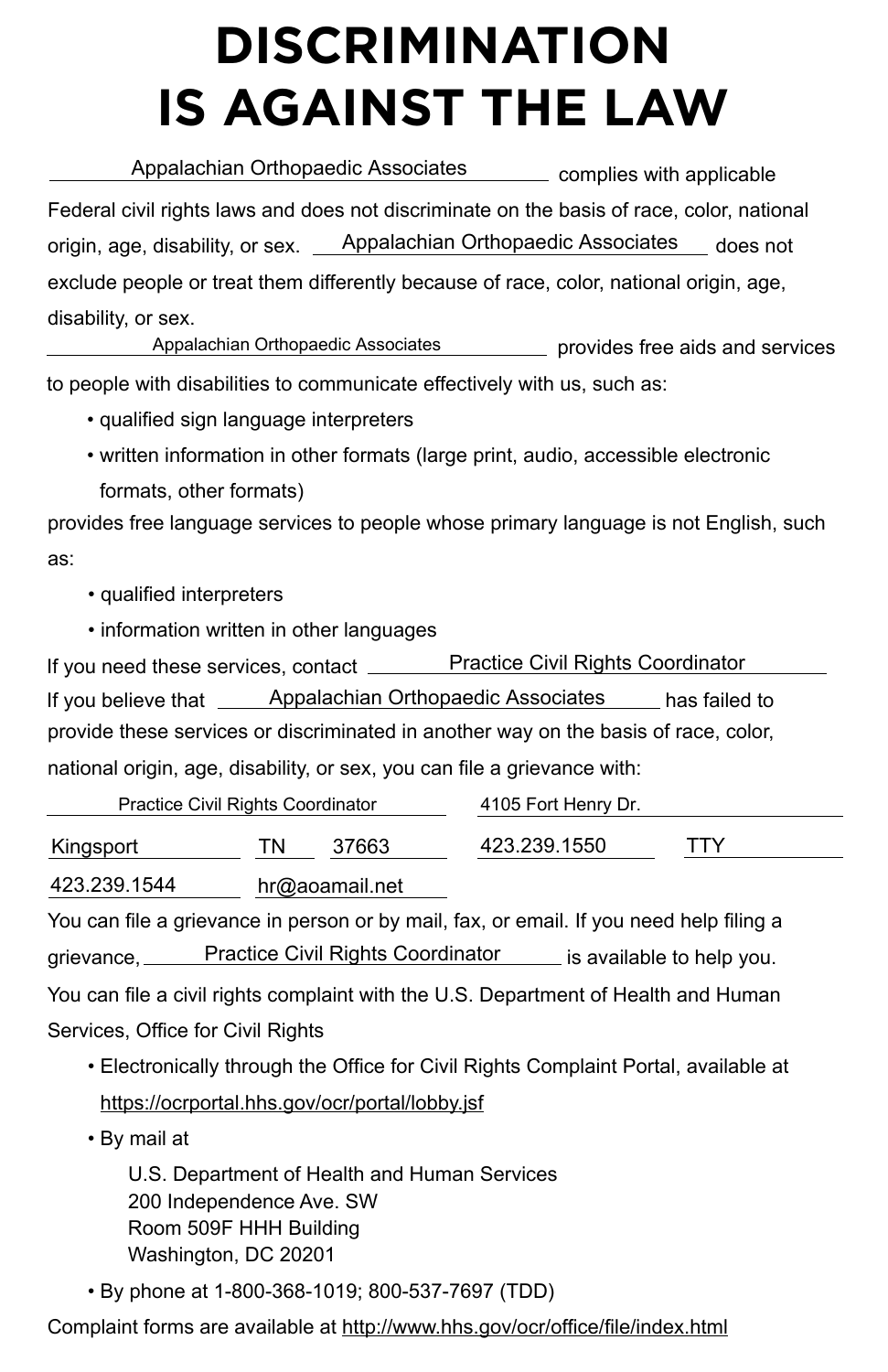# DISCRIMINATION IS AGAINST THE LAW

Appalachian Orthopaedic Associates complies with applicable Federal civil rights laws and does not discriminate on the basis of race, color, national origin, age, disability, or sex. Appalachian Orthopaedic Associates does not exclude people or treat them differently because of race, color, national origin, age, disability, or sex.

Appalachian Orthopaedic Associates provides free aids and services to people with disabilities to communicate effectively with us, such as:

- qualified sign language interpreters
- written information in other formats (large print, audio, accessible electronic formats, other formats)

provides free language services to people whose primary language is not English, such as:

- qualified interpreters
- information written in other languages

If you need these services, contact Practice Civil Rights Coordinator

If you believe that Appalachian Orthopaedic Associates has failed to provide these services or discriminated in another way on the basis of race, color, national origin, age, disability, or sex, you can file a grievance with:

Practice Civil Rights Coordinator
4105 Fort Henry Dr.
Kingsport TN 37663
423.239.1550
TTY
423.239.1544
hr@aoamail.net

You can file a grievance in person or by mail, fax, or email. If you need help filing a grievance, Practice Civil Rights Coordinator is available to help you.

You can file a civil rights complaint with the U.S. Department of Health and Human Services, Office for Civil Rights

- Electronically through the Office for Civil Rights Complaint Portal, available at https://ocrportal.hhs.gov/ocr/portal/lobby.jsf
- By mail at

  U.S. Department of Health and Human Services
  200 Independence Ave. SW
  Room 509F HHH Building
  Washington, DC 20201

- By phone at 1-800-368-1019; 800-537-7697 (TDD)

Complaint forms are available at http://www.hhs.gov/ocr/office/file/index.html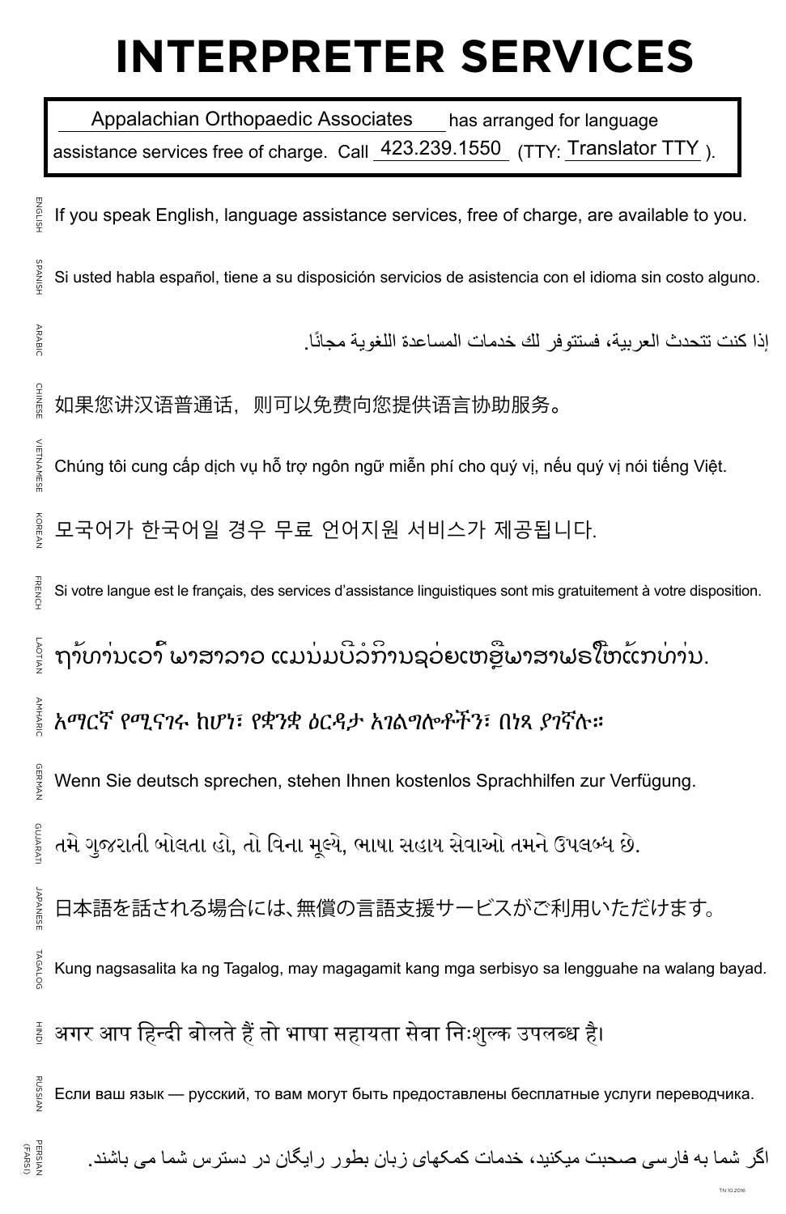# INTERPRETER SERVICES

Appalachian Orthopaedic Associates has arranged for language assistance services free of charge. Call 423.239.1550 (TTY: Translator TTY).

ENGLISH — If you speak English, language assistance services, free of charge, are available to you.

SPANISH — Si usted habla español, tiene a su disposición servicios de asistencia con el idioma sin costo alguno.

ARABIC — إذا كنت تتحدث العربية، فستتوفر لك خدمات المساعدة اللغوية مجانًا.

CHINESE — 如果您讲汉语普通话，则可以免费向您提供语言协助服务。

VIETNAMESE — Chúng tôi cung cấp dịch vụ hỗ trợ ngôn ngữ miễn phí cho quý vị, nếu quý vị nói tiếng Việt.

KOREAN — 모국어가 한국어일 경우 무료 언어지원 서비스가 제공됩니다.

FRENCH — Si votre langue est le français, des services d'assistance linguistiques sont mis gratuitement à votre disposition.

LAOTIAN — ຖ້າທ່ານເວົ້າ ພາສາລາວ ແມ່ນມບໍລິການຊ່ວຍເຫຼືອພາສາຟຣີໃຫ້ແກ່ທ່ານ.

AMHARIC — አማርኛ የሚናገሩ ከሆነ፣ የቋንቋ ዕርዳታ አገልግሎቶችን፣ በነጻ ያገኛሉ።

GERMAN — Wenn Sie deutsch sprechen, stehen Ihnen kostenlos Sprachhilfen zur Verfügung.

GUJARATI — તમે ગુજરાતી બોલતા હો, તો વિના મૂલ્યે, ભાષા સહાય સેવાઓ તમને ઉપલબ્ધ છે.

JAPANESE — 日本語を話される場合には､無償の言語支援サービスがご利用いただけます。

TAGALOG — Kung nagsasalita ka ng Tagalog, may magagamit kang mga serbisyo sa lengguahe na walang bayad.

HINDI — अगर आप हिन्दी बोलते हैं तो भाषा सहायता सेवा निःशुल्क उपलब्ध है।

RUSSIAN — Если ваш язык — русский, то вам могут быть предоставлены бесплатные услуги переводчика.

PERSIAN (FARSI) — اگر شما به فارسی صحبت میکنید، خدمات کمکهای زبان بطور رایگان در دسترس شما می باشند.

TN 10.2016